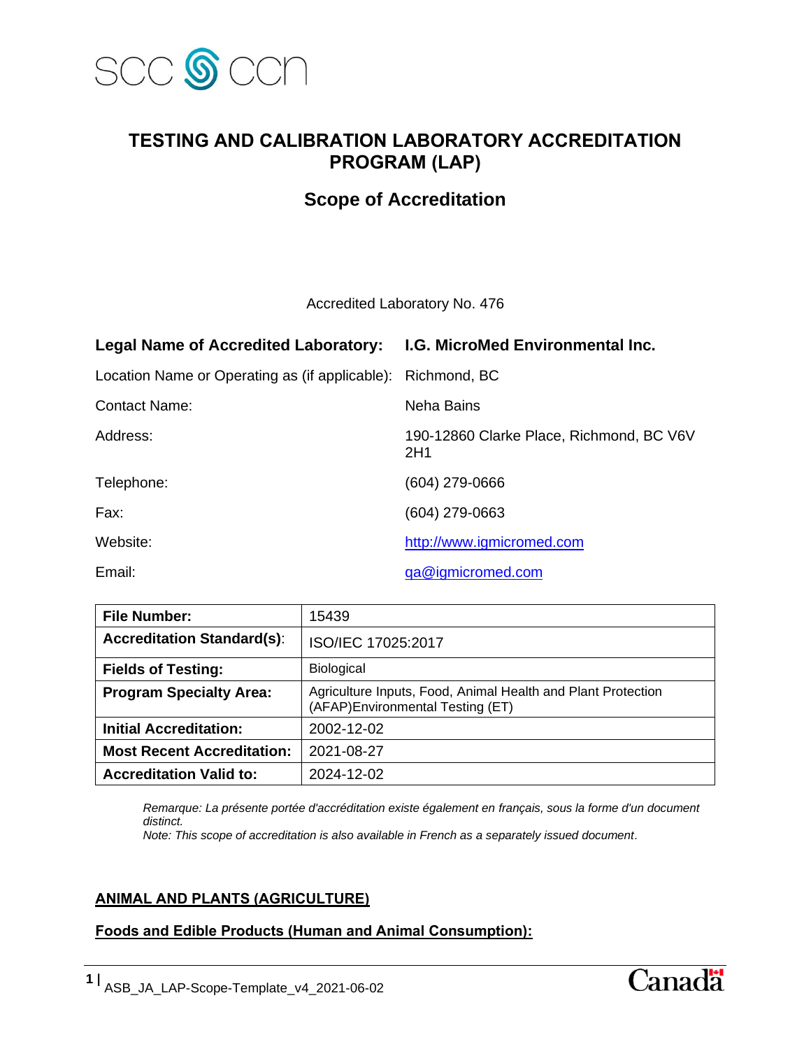# TESTING AND CALIBRATION LABORATORY ACCREDITATION PROGRAM (LAP)

## Scope of Accreditation

Accredited Laboratory No. 476

| | |
|---|---|
| **Legal Name of Accredited Laboratory:** | **I.G. MicroMed Environmental Inc.** |
| Location Name or Operating as (if applicable): | Richmond, BC |
| Contact Name: | Neha Bains |
| Address: | 190-12860 Clarke Place, Richmond, BC V6V 2H1 |
| Telephone: | (604) 279-0666 |
| Fax: | (604) 279-0663 |
| Website: | http://www.igmicromed.com |
| Email: | qa@igmicromed.com |

| | |
|---|---|
| **File Number:** | 15439 |
| **Accreditation Standard(s):** | ISO/IEC 17025:2017 |
| **Fields of Testing:** | Biological |
| **Program Specialty Area:** | Agriculture Inputs, Food, Animal Health and Plant Protection (AFAP)Environmental Testing (ET) |
| **Initial Accreditation:** | 2002-12-02 |
| **Most Recent Accreditation:** | 2021-08-27 |
| **Accreditation Valid to:** | 2024-12-02 |

*Remarque: La présente portée d'accréditation existe également en français, sous la forme d'un document distinct.*
*Note: This scope of accreditation is also available in French as a separately issued document.*

**ANIMAL AND PLANTS (AGRICULTURE)**

**Foods and Edible Products (Human and Animal Consumption):**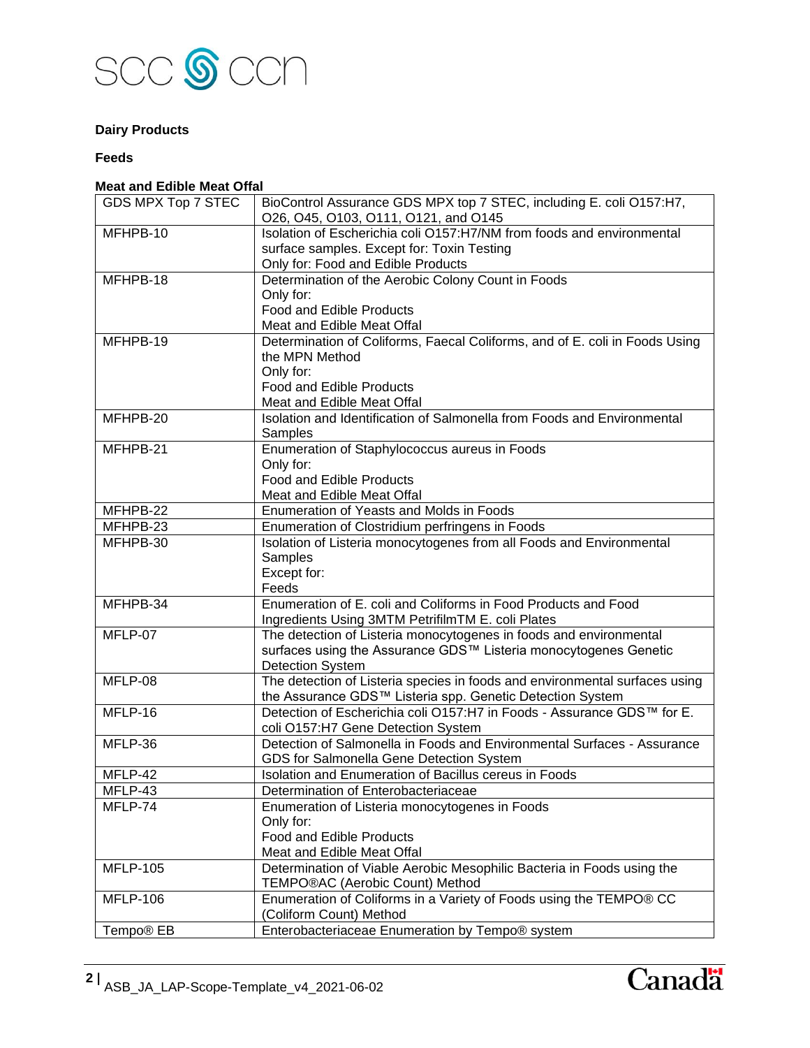**Dairy Products**

**Feeds**

**Meat and Edible Meat Offal**

| | |
|---|---|
| GDS MPX Top 7 STEC | BioControl Assurance GDS MPX top 7 STEC, including E. coli O157:H7, O26, O45, O103, O111, O121, and O145 |
| MFHPB-10 | Isolation of Escherichia coli O157:H7/NM from foods and environmental surface samples. Except for: Toxin Testing<br>Only for: Food and Edible Products |
| MFHPB-18 | Determination of the Aerobic Colony Count in Foods<br>Only for:<br>Food and Edible Products<br>Meat and Edible Meat Offal |
| MFHPB-19 | Determination of Coliforms, Faecal Coliforms, and of E. coli in Foods Using the MPN Method<br>Only for:<br>Food and Edible Products<br>Meat and Edible Meat Offal |
| MFHPB-20 | Isolation and Identification of Salmonella from Foods and Environmental Samples |
| MFHPB-21 | Enumeration of Staphylococcus aureus in Foods<br>Only for:<br>Food and Edible Products<br>Meat and Edible Meat Offal |
| MFHPB-22 | Enumeration of Yeasts and Molds in Foods |
| MFHPB-23 | Enumeration of Clostridium perfringens in Foods |
| MFHPB-30 | Isolation of Listeria monocytogenes from all Foods and Environmental Samples<br>Except for:<br>Feeds |
| MFHPB-34 | Enumeration of E. coli and Coliforms in Food Products and Food Ingredients Using 3MTM PetrifilmTM E. coli Plates |
| MFLP-07 | The detection of Listeria monocytogenes in foods and environmental surfaces using the Assurance GDS™ Listeria monocytogenes Genetic Detection System |
| MFLP-08 | The detection of Listeria species in foods and environmental surfaces using the Assurance GDS™ Listeria spp. Genetic Detection System |
| MFLP-16 | Detection of Escherichia coli O157:H7 in Foods - Assurance GDS™ for E. coli O157:H7 Gene Detection System |
| MFLP-36 | Detection of Salmonella in Foods and Environmental Surfaces - Assurance GDS for Salmonella Gene Detection System |
| MFLP-42 | Isolation and Enumeration of Bacillus cereus in Foods |
| MFLP-43 | Determination of Enterobacteriaceae |
| MFLP-74 | Enumeration of Listeria monocytogenes in Foods<br>Only for:<br>Food and Edible Products<br>Meat and Edible Meat Offal |
| MFLP-105 | Determination of Viable Aerobic Mesophilic Bacteria in Foods using the TEMPO®AC (Aerobic Count) Method |
| MFLP-106 | Enumeration of Coliforms in a Variety of Foods using the TEMPO® CC (Coliform Count) Method |
| Tempo® EB | Enterobacteriaceae Enumeration by Tempo® system |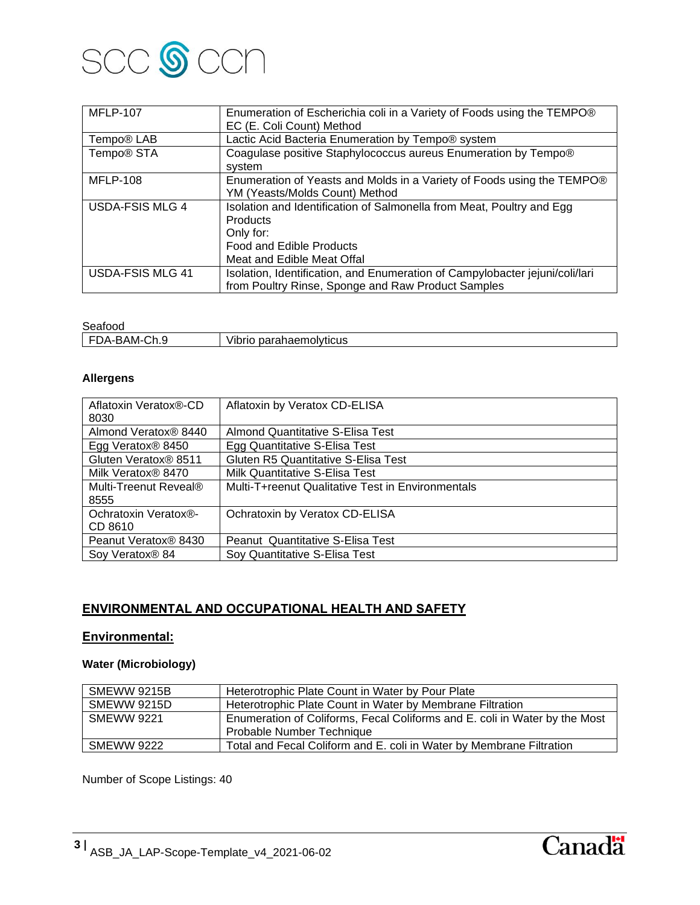| MFLP-107 | Enumeration of Escherichia coli in a Variety of Foods using the TEMPO® EC (E. Coli Count) Method |
|---|---|
| Tempo® LAB | Lactic Acid Bacteria Enumeration by Tempo® system |
| Tempo® STA | Coagulase positive Staphylococcus aureus Enumeration by Tempo® system |
| MFLP-108 | Enumeration of Yeasts and Molds in a Variety of Foods using the TEMPO® YM (Yeasts/Molds Count) Method |
| USDA-FSIS MLG 4 | Isolation and Identification of Salmonella from Meat, Poultry and Egg Products<br>Only for:<br>Food and Edible Products<br>Meat and Edible Meat Offal |
| USDA-FSIS MLG 41 | Isolation, Identification, and Enumeration of Campylobacter jejuni/coli/lari from Poultry Rinse, Sponge and Raw Product Samples |

Seafood

| FDA-BAM-Ch.9 | Vibrio parahaemolyticus |
|---|---|

**Allergens**

| Aflatoxin Veratox®-CD 8030 | Aflatoxin by Veratox CD-ELISA |
|---|---|
| Almond Veratox® 8440 | Almond Quantitative S-Elisa Test |
| Egg Veratox® 8450 | Egg Quantitative S-Elisa Test |
| Gluten Veratox® 8511 | Gluten R5 Quantitative S-Elisa Test |
| Milk Veratox® 8470 | Milk Quantitative S-Elisa Test |
| Multi-Treenut Reveal® 8555 | Multi-T+reenut Qualitative Test in Environmentals |
| Ochratoxin Veratox®-CD 8610 | Ochratoxin by Veratox CD-ELISA |
| Peanut Veratox® 8430 | Peanut Quantitative S-Elisa Test |
| Soy Veratox® 84 | Soy Quantitative S-Elisa Test |

## ENVIRONMENTAL AND OCCUPATIONAL HEALTH AND SAFETY

### Environmental:

**Water (Microbiology)**

| SMEWW 9215B | Heterotrophic Plate Count in Water by Pour Plate |
|---|---|
| SMEWW 9215D | Heterotrophic Plate Count in Water by Membrane Filtration |
| SMEWW 9221 | Enumeration of Coliforms, Fecal Coliforms and E. coli in Water by the Most Probable Number Technique |
| SMEWW 9222 | Total and Fecal Coliform and E. coli in Water by Membrane Filtration |

Number of Scope Listings: 40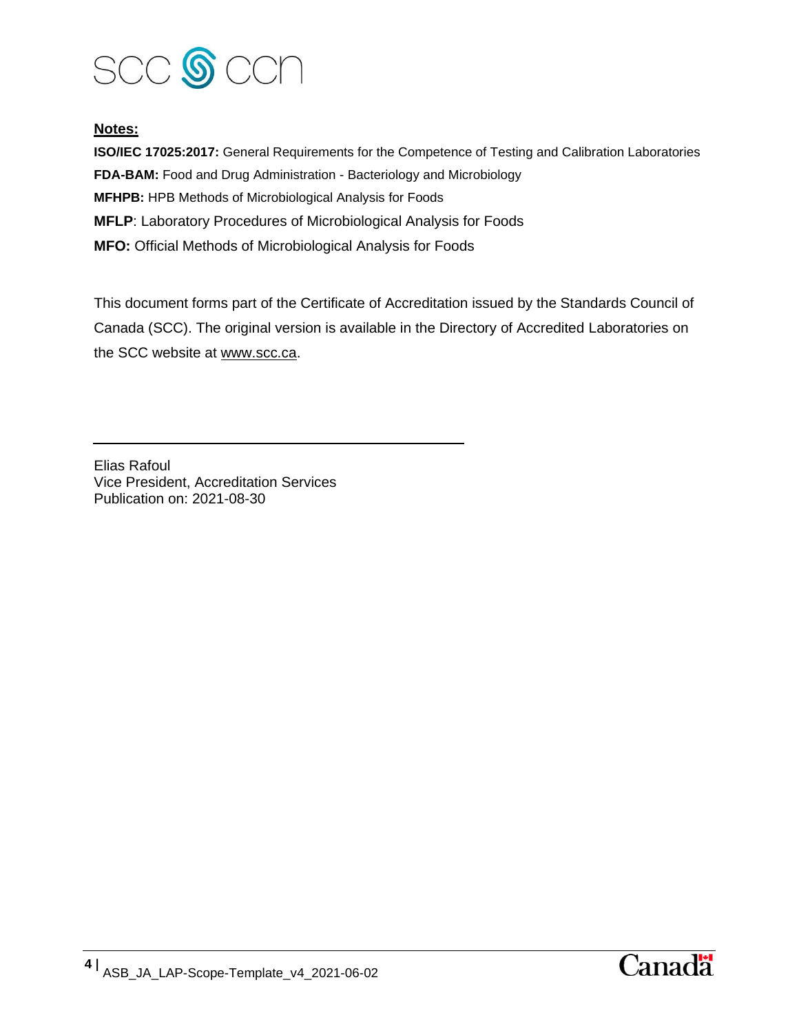**Notes:**

**ISO/IEC 17025:2017:** General Requirements for the Competence of Testing and Calibration Laboratories

**FDA-BAM:** Food and Drug Administration - Bacteriology and Microbiology

**MFHPB:** HPB Methods of Microbiological Analysis for Foods

**MFLP**: Laboratory Procedures of Microbiological Analysis for Foods

**MFO:** Official Methods of Microbiological Analysis for Foods

This document forms part of the Certificate of Accreditation issued by the Standards Council of Canada (SCC). The original version is available in the Directory of Accredited Laboratories on the SCC website at www.scc.ca.

Elias Rafoul
Vice President, Accreditation Services
Publication on: 2021-08-30